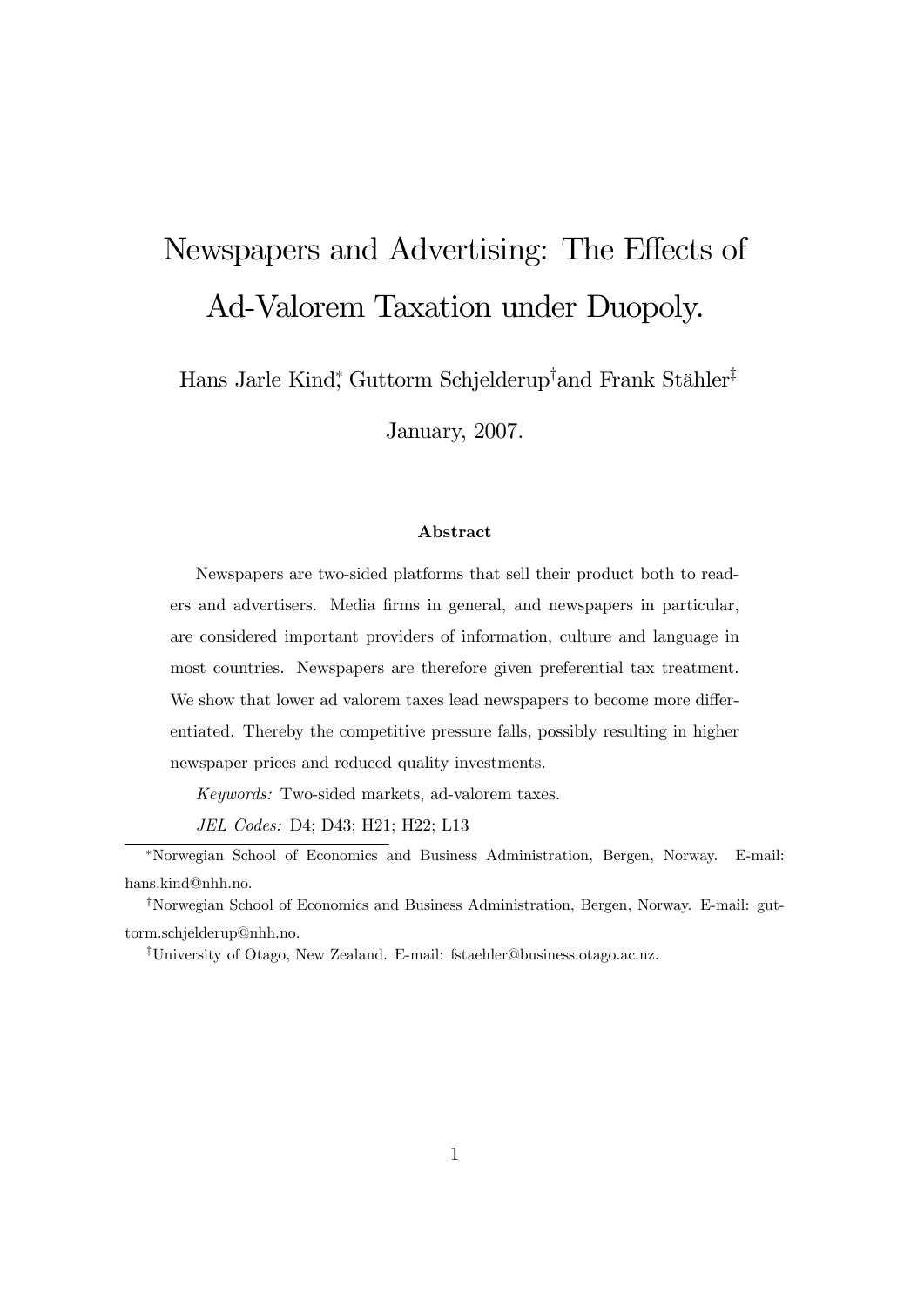# Newspapers and Advertising: The Effects of Ad-Valorem Taxation under Duopoly.

Hans Jarle Kind[*], Guttorm Schjelderup[†] and Frank Stähler[‡]

January, 2007.

### Abstract

Newspapers are two-sided platforms that sell their product both to readers and advertisers. Media firms in general, and newspapers in particular, are considered important providers of information, culture and language in most countries. Newspapers are therefore given preferential tax treatment. We show that lower ad valorem taxes lead newspapers to become more differentiated. Thereby the competitive pressure falls, possibly resulting in higher newspaper prices and reduced quality investments.

*Keywords:* Two-sided markets, ad-valorem taxes.

*JEL Codes:* D4; D43; H21; H22; L13

---

[*] Norwegian School of Economics and Business Administration, Bergen, Norway. E-mail: hans.kind@nhh.no.

[†] Norwegian School of Economics and Business Administration, Bergen, Norway. E-mail: guttorm.schjelderup@nhh.no.

[‡] University of Otago, New Zealand. E-mail: fstaehler@business.otago.ac.nz.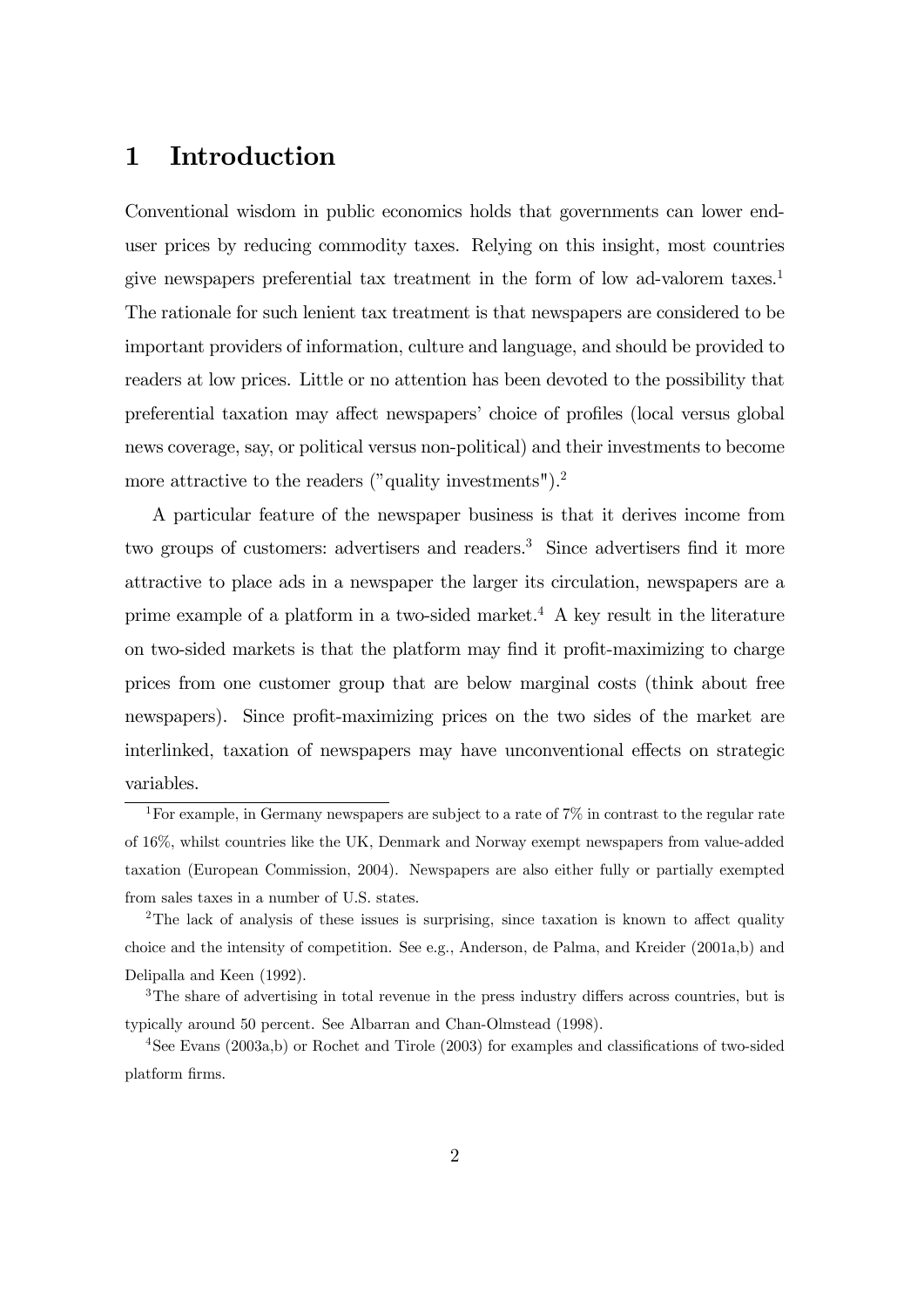# 1 Introduction

Conventional wisdom in public economics holds that governments can lower end-user prices by reducing commodity taxes. Relying on this insight, most countries give newspapers preferential tax treatment in the form of low ad-valorem taxes.[1] The rationale for such lenient tax treatment is that newspapers are considered to be important providers of information, culture and language, and should be provided to readers at low prices. Little or no attention has been devoted to the possibility that preferential taxation may affect newspapers' choice of profiles (local versus global news coverage, say, or political versus non-political) and their investments to become more attractive to the readers ("quality investments").[2]

A particular feature of the newspaper business is that it derives income from two groups of customers: advertisers and readers.[3] Since advertisers find it more attractive to place ads in a newspaper the larger its circulation, newspapers are a prime example of a platform in a two-sided market.[4] A key result in the literature on two-sided markets is that the platform may find it profit-maximizing to charge prices from one customer group that are below marginal costs (think about free newspapers). Since profit-maximizing prices on the two sides of the market are interlinked, taxation of newspapers may have unconventional effects on strategic variables.

[1] For example, in Germany newspapers are subject to a rate of 7% in contrast to the regular rate of 16%, whilst countries like the UK, Denmark and Norway exempt newspapers from value-added taxation (European Commission, 2004). Newspapers are also either fully or partially exempted from sales taxes in a number of U.S. states.

[2] The lack of analysis of these issues is surprising, since taxation is known to affect quality choice and the intensity of competition. See e.g., Anderson, de Palma, and Kreider (2001a,b) and Delipalla and Keen (1992).

[3] The share of advertising in total revenue in the press industry differs across countries, but is typically around 50 percent. See Albarran and Chan-Olmstead (1998).

[4] See Evans (2003a,b) or Rochet and Tirole (2003) for examples and classifications of two-sided platform firms.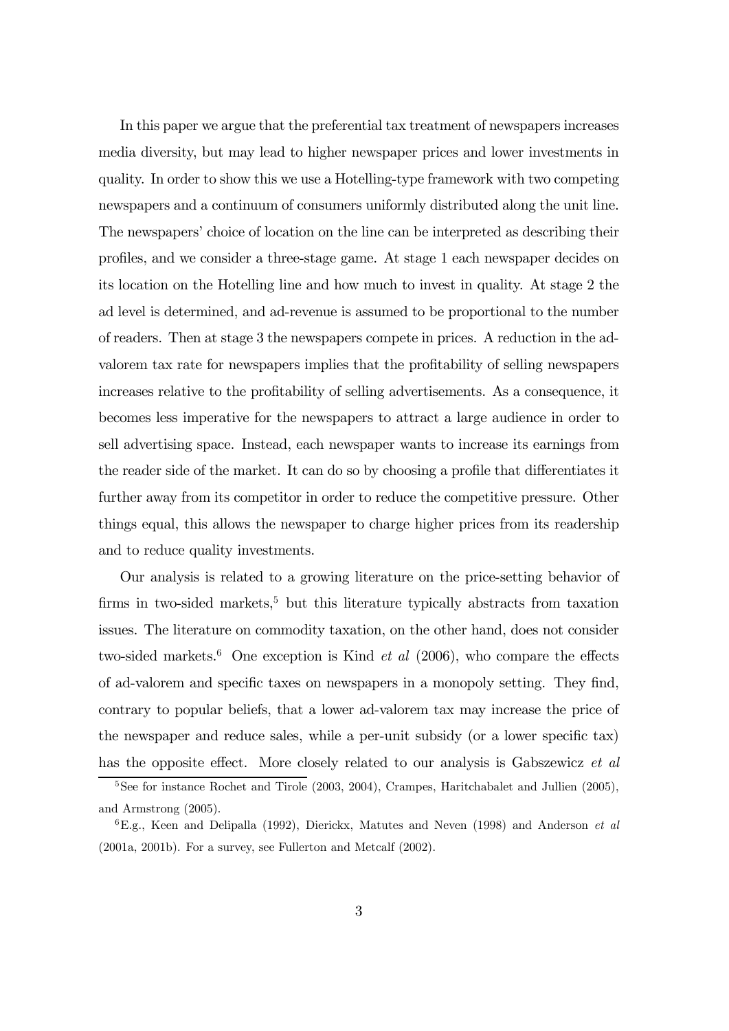In this paper we argue that the preferential tax treatment of newspapers increases media diversity, but may lead to higher newspaper prices and lower investments in quality. In order to show this we use a Hotelling-type framework with two competing newspapers and a continuum of consumers uniformly distributed along the unit line. The newspapers' choice of location on the line can be interpreted as describing their profiles, and we consider a three-stage game. At stage 1 each newspaper decides on its location on the Hotelling line and how much to invest in quality. At stage 2 the ad level is determined, and ad-revenue is assumed to be proportional to the number of readers. Then at stage 3 the newspapers compete in prices. A reduction in the ad-valorem tax rate for newspapers implies that the profitability of selling newspapers increases relative to the profitability of selling advertisements. As a consequence, it becomes less imperative for the newspapers to attract a large audience in order to sell advertising space. Instead, each newspaper wants to increase its earnings from the reader side of the market. It can do so by choosing a profile that differentiates it further away from its competitor in order to reduce the competitive pressure. Other things equal, this allows the newspaper to charge higher prices from its readership and to reduce quality investments.

Our analysis is related to a growing literature on the price-setting behavior of firms in two-sided markets,[5] but this literature typically abstracts from taxation issues. The literature on commodity taxation, on the other hand, does not consider two-sided markets.[6] One exception is Kind *et al* (2006), who compare the effects of ad-valorem and specific taxes on newspapers in a monopoly setting. They find, contrary to popular beliefs, that a lower ad-valorem tax may increase the price of the newspaper and reduce sales, while a per-unit subsidy (or a lower specific tax) has the opposite effect. More closely related to our analysis is Gabszewicz *et al*

[5] See for instance Rochet and Tirole (2003, 2004), Crampes, Haritchabalet and Jullien (2005), and Armstrong (2005).

[6] E.g., Keen and Delipalla (1992), Dierickx, Matutes and Neven (1998) and Anderson *et al* (2001a, 2001b). For a survey, see Fullerton and Metcalf (2002).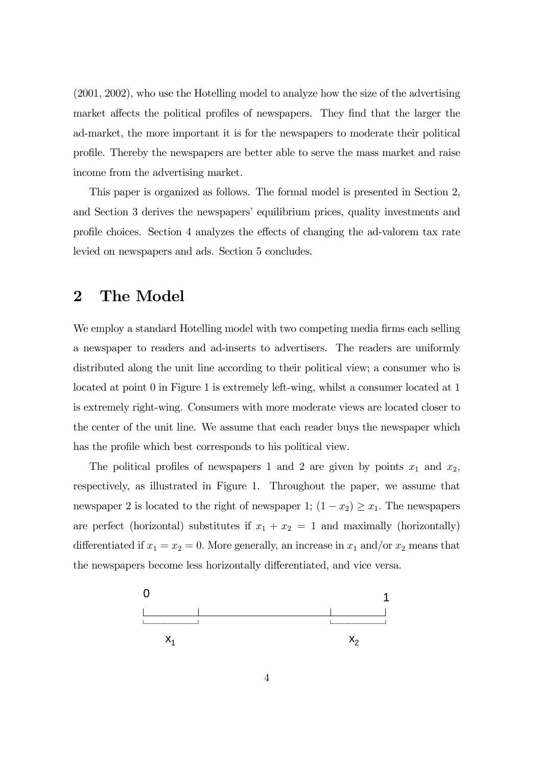(2001, 2002), who use the Hotelling model to analyze how the size of the advertising market affects the political profiles of newspapers. They find that the larger the ad-market, the more important it is for the newspapers to moderate their political profile. Thereby the newspapers are better able to serve the mass market and raise income from the advertising market.

This paper is organized as follows. The formal model is presented in Section 2, and Section 3 derives the newspapers' equilibrium prices, quality investments and profile choices. Section 4 analyzes the effects of changing the ad-valorem tax rate levied on newspapers and ads. Section 5 concludes.

# 2 The Model

We employ a standard Hotelling model with two competing media firms each selling a newspaper to readers and ad-inserts to advertisers. The readers are uniformly distributed along the unit line according to their political view; a consumer who is located at point 0 in Figure 1 is extremely left-wing, whilst a consumer located at 1 is extremely right-wing. Consumers with more moderate views are located closer to the center of the unit line. We assume that each reader buys the newspaper which has the profile which best corresponds to his political view.

The political profiles of newspapers 1 and 2 are given by points $x_1$ and $x_2$, respectively, as illustrated in Figure 1. Throughout the paper, we assume that newspaper 2 is located to the right of newspaper 1; $(1 - x_2) \geq x_1$. The newspapers are perfect (horizontal) substitutes if $x_1 + x_2 = 1$ and maximally (horizontally) differentiated if $x_1 = x_2 = 0$. More generally, an increase in $x_1$ and/or $x_2$ means that the newspapers become less horizontally differentiated, and vice versa.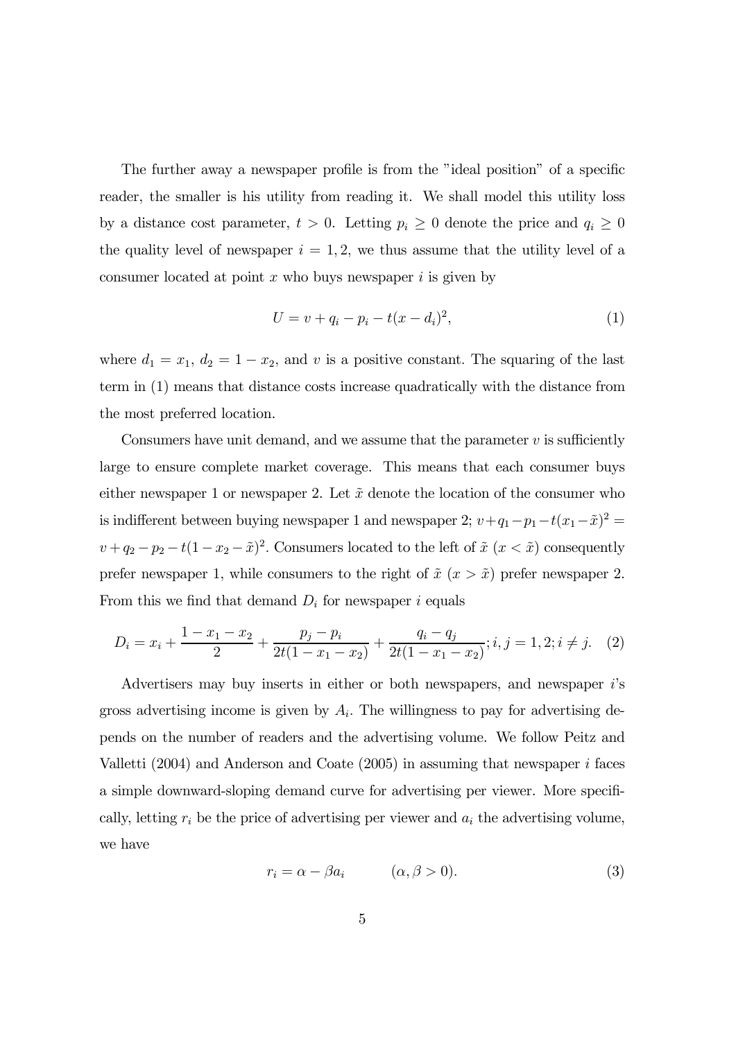The further away a newspaper profile is from the "ideal position" of a specific reader, the smaller is his utility from reading it. We shall model this utility loss by a distance cost parameter, $t > 0$. Letting $p_i \geq 0$ denote the price and $q_i \geq 0$ the quality level of newspaper $i = 1, 2$, we thus assume that the utility level of a consumer located at point $x$ who buys newspaper $i$ is given by

$$U = v + q_i - p_i - t(x - d_i)^2, \tag{1}$$

where $d_1 = x_1$, $d_2 = 1 - x_2$, and $v$ is a positive constant. The squaring of the last term in (1) means that distance costs increase quadratically with the distance from the most preferred location.

Consumers have unit demand, and we assume that the parameter $v$ is sufficiently large to ensure complete market coverage. This means that each consumer buys either newspaper 1 or newspaper 2. Let $\tilde{x}$ denote the location of the consumer who is indifferent between buying newspaper 1 and newspaper 2; $v + q_1 - p_1 - t(x_1 - \tilde{x})^2 = v + q_2 - p_2 - t(1 - x_2 - \tilde{x})^2$. Consumers located to the left of $\tilde{x}$ ($x < \tilde{x}$) consequently prefer newspaper 1, while consumers to the right of $\tilde{x}$ ($x > \tilde{x}$) prefer newspaper 2. From this we find that demand $D_i$ for newspaper $i$ equals

$$D_i = x_i + \frac{1 - x_1 - x_2}{2} + \frac{p_j - p_i}{2t(1 - x_1 - x_2)} + \frac{q_i - q_j}{2t(1 - x_1 - x_2)}; i, j = 1, 2; i \neq j. \tag{2}$$

Advertisers may buy inserts in either or both newspapers, and newspaper $i$'s gross advertising income is given by $A_i$. The willingness to pay for advertising depends on the number of readers and the advertising volume. We follow Peitz and Valletti (2004) and Anderson and Coate (2005) in assuming that newspaper $i$ faces a simple downward-sloping demand curve for advertising per viewer. More specifically, letting $r_i$ be the price of advertising per viewer and $a_i$ the advertising volume, we have

$$r_i = \alpha - \beta a_i \qquad (\alpha, \beta > 0). \tag{3}$$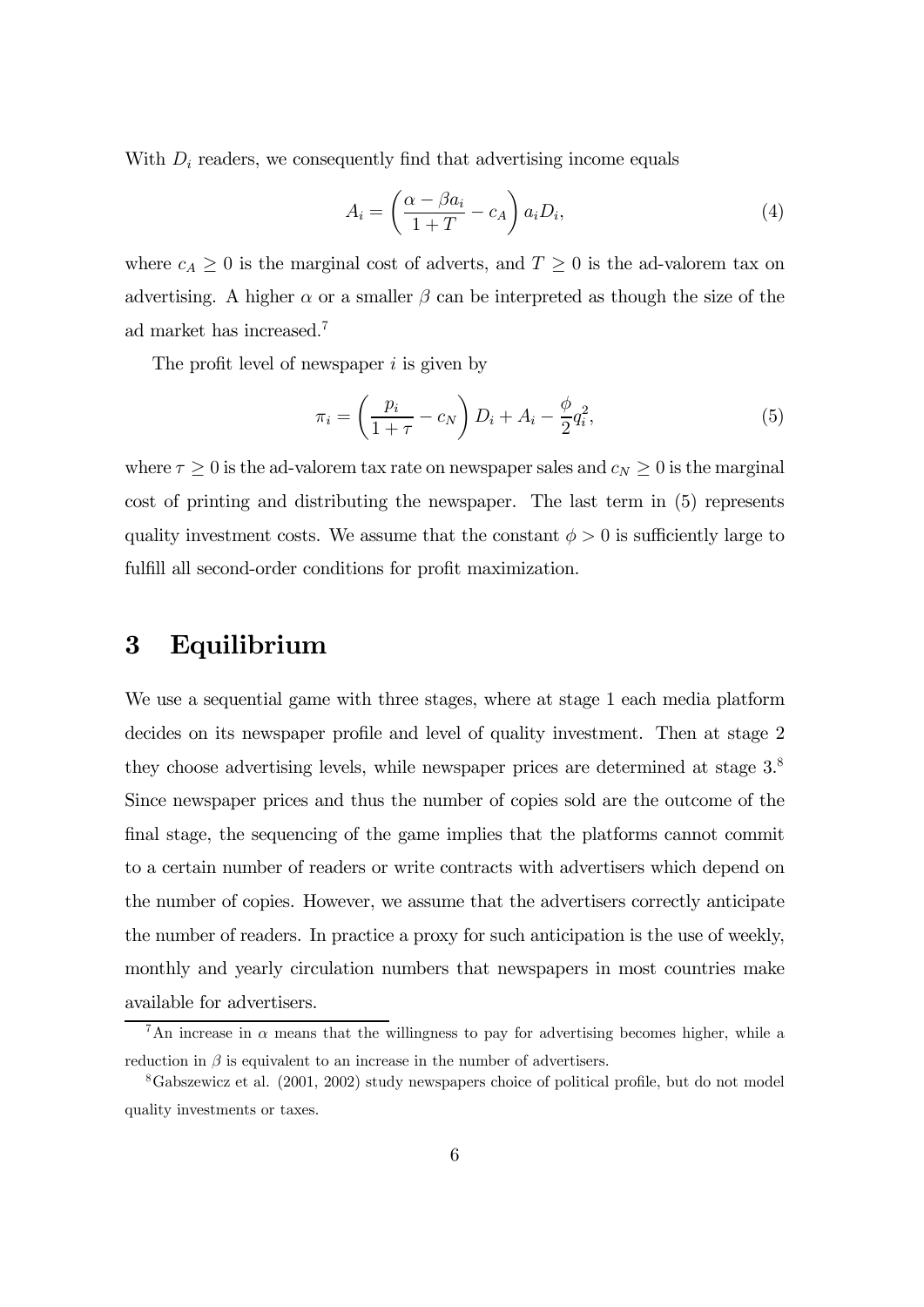With $D_i$ readers, we consequently find that advertising income equals

$$A_i = \left( \frac{\alpha - \beta a_i}{1 + T} - c_A \right) a_i D_i, \tag{4}$$

where $c_A \geq 0$ is the marginal cost of adverts, and $T \geq 0$ is the ad-valorem tax on advertising. A higher $\alpha$ or a smaller $\beta$ can be interpreted as though the size of the ad market has increased.[7]

The profit level of newspaper $i$ is given by

$$\pi_i = \left( \frac{p_i}{1 + \tau} - c_N \right) D_i + A_i - \frac{\phi}{2} q_i^2, \tag{5}$$

where $\tau \geq 0$ is the ad-valorem tax rate on newspaper sales and $c_N \geq 0$ is the marginal cost of printing and distributing the newspaper. The last term in (5) represents quality investment costs. We assume that the constant $\phi > 0$ is sufficiently large to fulfill all second-order conditions for profit maximization.

# 3 Equilibrium

We use a sequential game with three stages, where at stage 1 each media platform decides on its newspaper profile and level of quality investment. Then at stage 2 they choose advertising levels, while newspaper prices are determined at stage 3.[8] Since newspaper prices and thus the number of copies sold are the outcome of the final stage, the sequencing of the game implies that the platforms cannot commit to a certain number of readers or write contracts with advertisers which depend on the number of copies. However, we assume that the advertisers correctly anticipate the number of readers. In practice a proxy for such anticipation is the use of weekly, monthly and yearly circulation numbers that newspapers in most countries make available for advertisers.

[7] An increase in $\alpha$ means that the willingness to pay for advertising becomes higher, while a reduction in $\beta$ is equivalent to an increase in the number of advertisers.

[8] Gabszewicz et al. (2001, 2002) study newspapers choice of political profile, but do not model quality investments or taxes.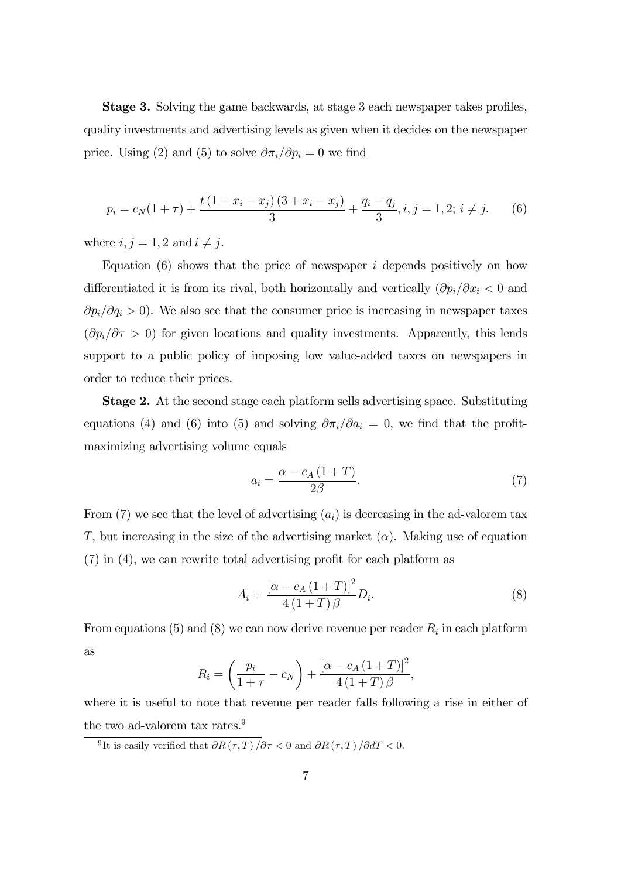**Stage 3.** Solving the game backwards, at stage 3 each newspaper takes profiles, quality investments and advertising levels as given when it decides on the newspaper price. Using (2) and (5) to solve $\partial \pi_i / \partial p_i = 0$ we find

$$p_i = c_N(1+\tau) + \frac{t(1-x_i-x_j)(3+x_i-x_j)}{3} + \frac{q_i - q_j}{3}, i,j = 1,2;\ i \neq j. \tag{6}$$

where $i, j = 1, 2$ and $i \neq j$.

Equation (6) shows that the price of newspaper $i$ depends positively on how differentiated it is from its rival, both horizontally and vertically ($\partial p_i / \partial x_i < 0$ and $\partial p_i / \partial q_i > 0$). We also see that the consumer price is increasing in newspaper taxes ($\partial p_i / \partial \tau > 0$) for given locations and quality investments. Apparently, this lends support to a public policy of imposing low value-added taxes on newspapers in order to reduce their prices.

**Stage 2.** At the second stage each platform sells advertising space. Substituting equations (4) and (6) into (5) and solving $\partial \pi_i / \partial a_i = 0$, we find that the profit-maximizing advertising volume equals

$$a_i = \frac{\alpha - c_A(1+T)}{2\beta}. \tag{7}$$

From (7) we see that the level of advertising ($a_i$) is decreasing in the ad-valorem tax $T$, but increasing in the size of the advertising market ($\alpha$). Making use of equation (7) in (4), we can rewrite total advertising profit for each platform as

$$A_i = \frac{[\alpha - c_A(1+T)]^2}{4(1+T)\beta} D_i. \tag{8}$$

From equations (5) and (8) we can now derive revenue per reader $R_i$ in each platform as

$$R_i = \left( \frac{p_i}{1+\tau} - c_N \right) + \frac{[\alpha - c_A(1+T)]^2}{4(1+T)\beta},$$

where it is useful to note that revenue per reader falls following a rise in either of the two ad-valorem tax rates.[9]

[9] It is easily verified that $\partial R(\tau, T) / \partial \tau < 0$ and $\partial R(\tau, T) / \partial dT < 0$.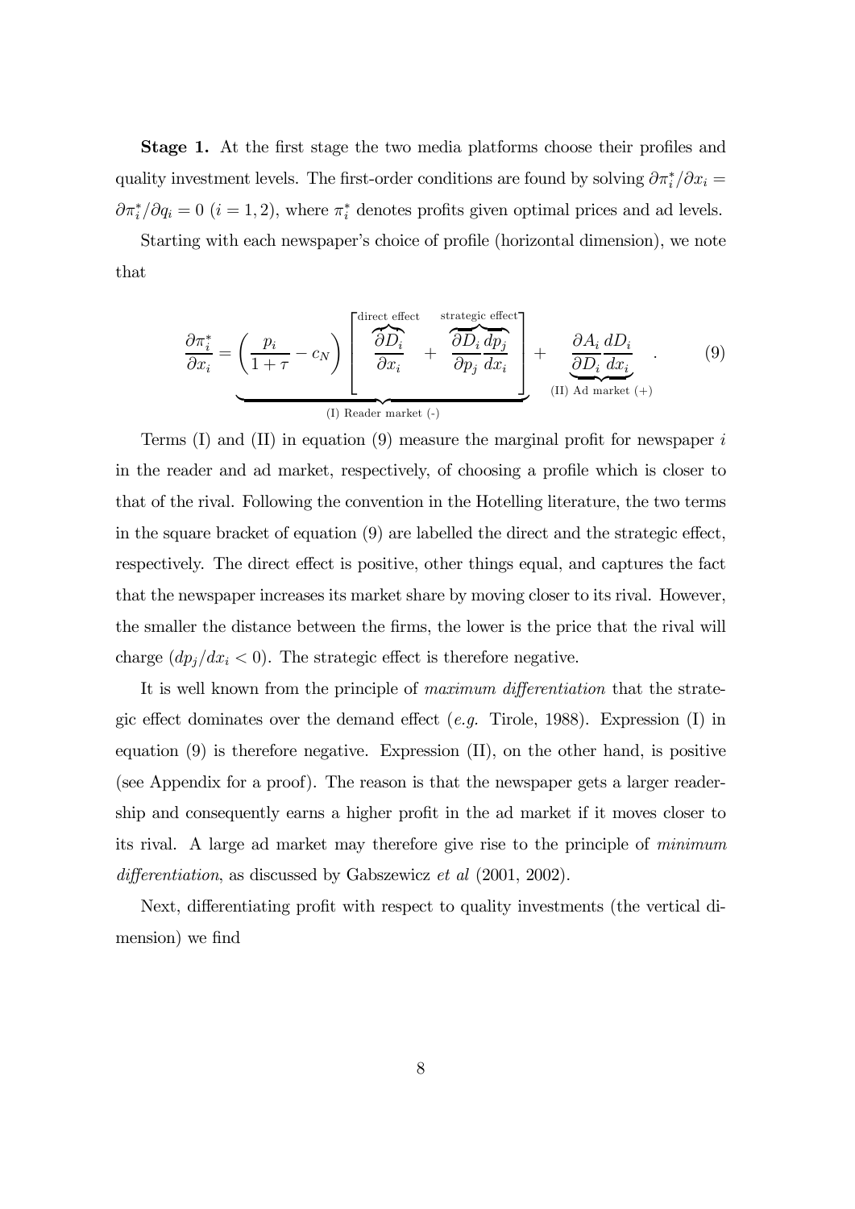**Stage 1.** At the first stage the two media platforms choose their profiles and quality investment levels. The first-order conditions are found by solving $\partial \pi_i^* / \partial x_i = \partial \pi_i^* / \partial q_i = 0$ $(i = 1, 2)$, where $\pi_i^*$ denotes profits given optimal prices and ad levels.

Starting with each newspaper's choice of profile (horizontal dimension), we note that

$$\frac{\partial \pi_i^*}{\partial x_i} = \underbrace{\left( \frac{p_i}{1+\tau} - c_N \right) \left[ \overbrace{\frac{\partial D_i}{\partial x_i}}^{\text{direct effect}} + \overbrace{\frac{\partial D_i}{\partial p_j} \frac{dp_j}{dx_i}}^{\text{strategic effect}} \right]}_{\text{(I) Reader market (-)}} + \underbrace{\frac{\partial A_i}{\partial D_i} \frac{dD_i}{dx_i}}_{\text{(II) Ad market (+)}} . \tag{9}$$

Terms (I) and (II) in equation (9) measure the marginal profit for newspaper $i$ in the reader and ad market, respectively, of choosing a profile which is closer to that of the rival. Following the convention in the Hotelling literature, the two terms in the square bracket of equation (9) are labelled the direct and the strategic effect, respectively. The direct effect is positive, other things equal, and captures the fact that the newspaper increases its market share by moving closer to its rival. However, the smaller the distance between the firms, the lower is the price that the rival will charge ($dp_j / dx_i < 0$). The strategic effect is therefore negative.

It is well known from the principle of *maximum differentiation* that the strategic effect dominates over the demand effect (*e.g.* Tirole, 1988). Expression (I) in equation (9) is therefore negative. Expression (II), on the other hand, is positive (see Appendix for a proof). The reason is that the newspaper gets a larger readership and consequently earns a higher profit in the ad market if it moves closer to its rival. A large ad market may therefore give rise to the principle of *minimum differentiation*, as discussed by Gabszewicz *et al* (2001, 2002).

Next, differentiating profit with respect to quality investments (the vertical dimension) we find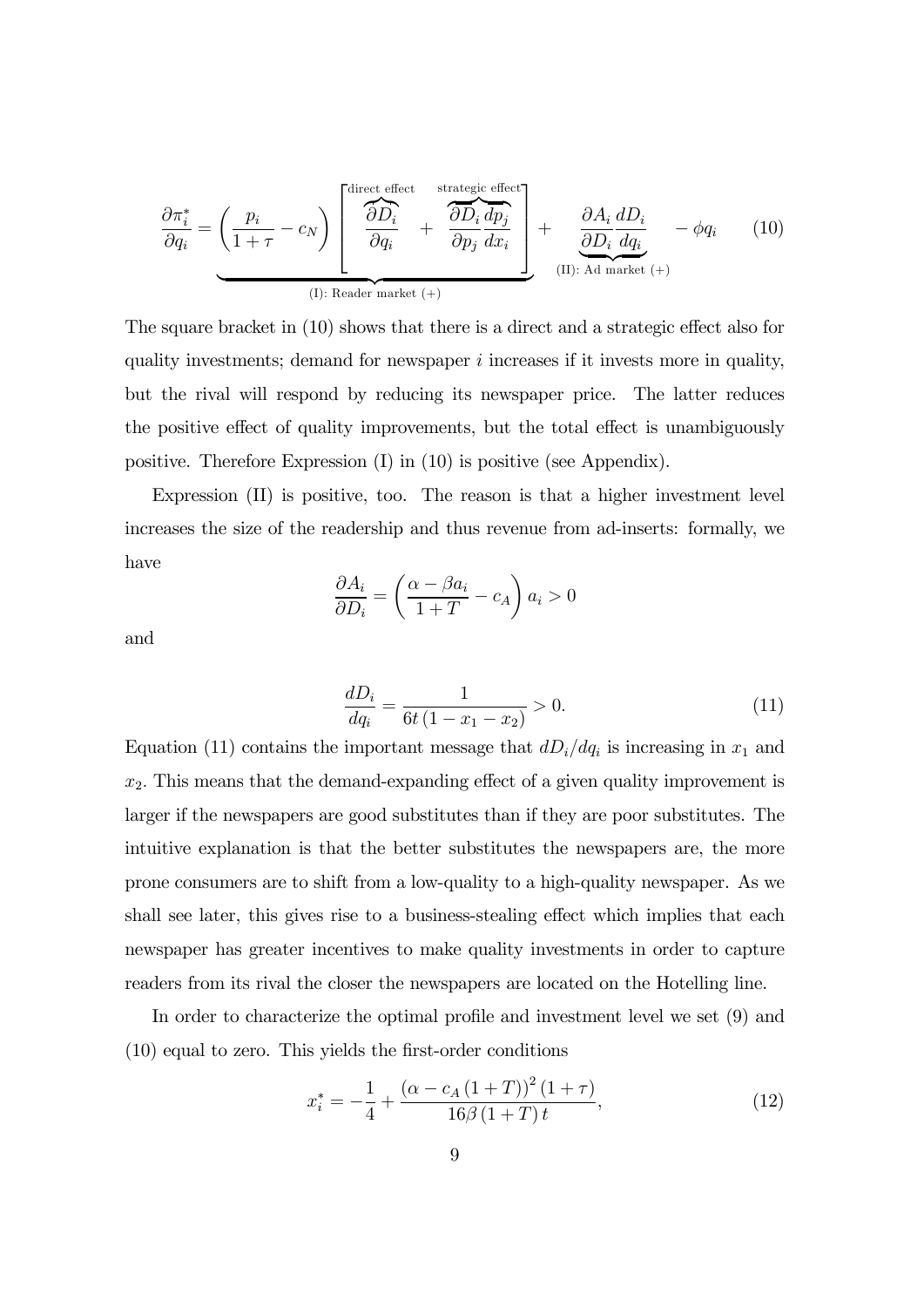$$\frac{\partial \pi_i^*}{\partial q_i} = \underbrace{\left(\frac{p_i}{1+\tau} - c_N\right) \left[ \overbrace{\frac{\partial D_i}{\partial q_i}}^{\text{direct effect}} + \overbrace{\frac{\partial D_i}{\partial p_j}\frac{dp_j}{dx_i}}^{\text{strategic effect}} \right]}_{\text{(I): Reader market (+)}} + \underbrace{\frac{\partial A_i}{\partial D_i}\frac{dD_i}{dq_i}}_{\text{(II): Ad market (+)}} - \phi q_i \tag{10}$$

The square bracket in (10) shows that there is a direct and a strategic effect also for quality investments; demand for newspaper $i$ increases if it invests more in quality, but the rival will respond by reducing its newspaper price. The latter reduces the positive effect of quality improvements, but the total effect is unambiguously positive. Therefore Expression (I) in (10) is positive (see Appendix).

Expression (II) is positive, too. The reason is that a higher investment level increases the size of the readership and thus revenue from ad-inserts: formally, we have

$$\frac{\partial A_i}{\partial D_i} = \left(\frac{\alpha - \beta a_i}{1+T} - c_A\right) a_i > 0$$

and

$$\frac{dD_i}{dq_i} = \frac{1}{6t\left(1 - x_1 - x_2\right)} > 0. \tag{11}$$

Equation (11) contains the important message that $dD_i/dq_i$ is increasing in $x_1$ and $x_2$. This means that the demand-expanding effect of a given quality improvement is larger if the newspapers are good substitutes than if they are poor substitutes. The intuitive explanation is that the better substitutes the newspapers are, the more prone consumers are to shift from a low-quality to a high-quality newspaper. As we shall see later, this gives rise to a business-stealing effect which implies that each newspaper has greater incentives to make quality investments in order to capture readers from its rival the closer the newspapers are located on the Hotelling line.

In order to characterize the optimal profile and investment level we set (9) and (10) equal to zero. This yields the first-order conditions

$$x_i^* = -\frac{1}{4} + \frac{\left(\alpha - c_A\left(1+T\right)\right)^2\left(1+\tau\right)}{16\beta\left(1+T\right)t}, \tag{12}$$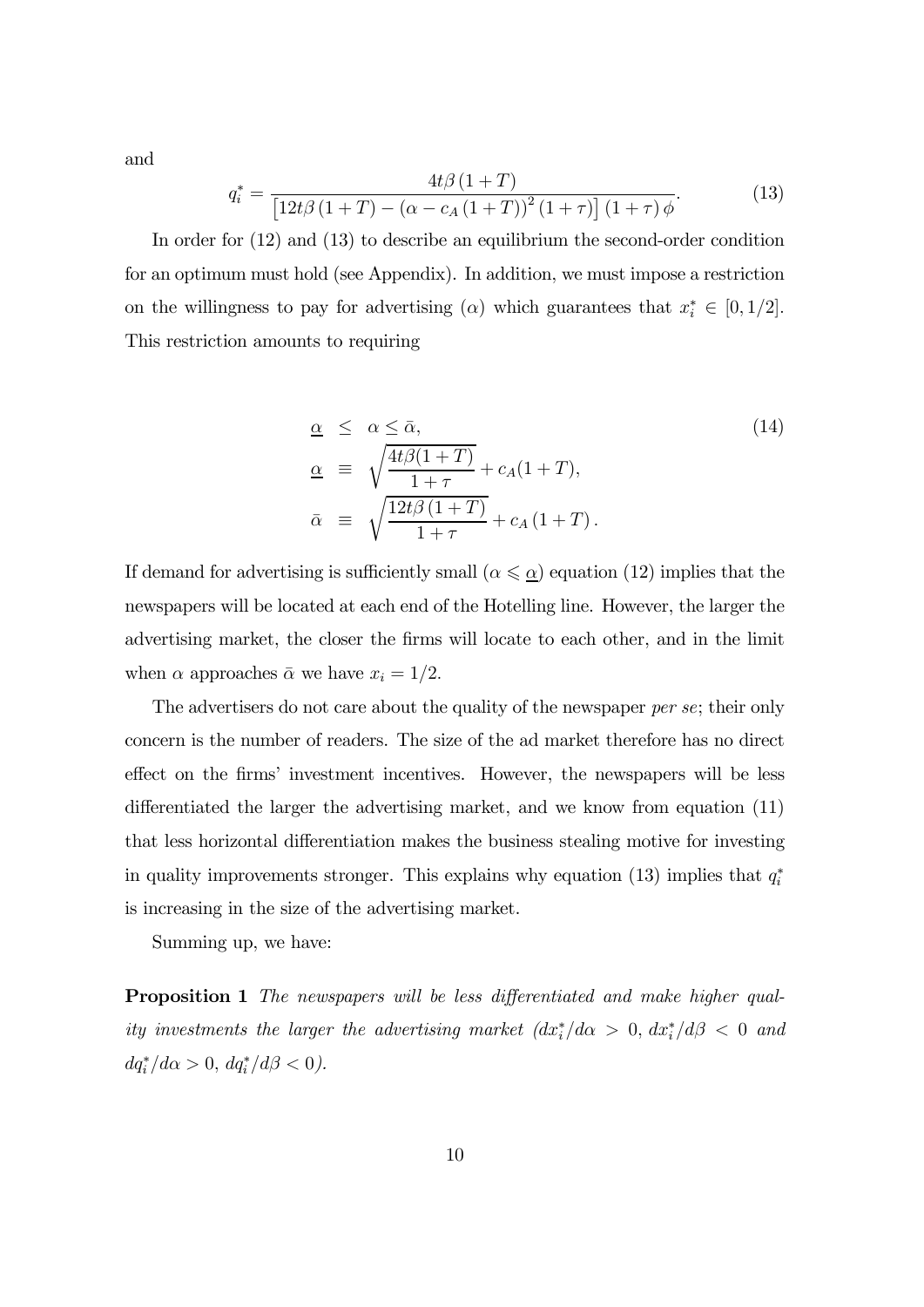and

$$q_i^* = \frac{4t\beta(1+T)}{\left[12t\beta(1+T) - (\alpha - c_A(1+T))^2(1+\tau)\right](1+\tau)\phi}. \tag{13}$$

In order for (12) and (13) to describe an equilibrium the second-order condition for an optimum must hold (see Appendix). In addition, we must impose a restriction on the willingness to pay for advertising ($\alpha$) which guarantees that $x_i^* \in [0, 1/2]$. This restriction amounts to requiring

$$\begin{aligned}
\underline{\alpha} &\leq \alpha \leq \bar{\alpha}, \\
\underline{\alpha} &\equiv \sqrt{\frac{4t\beta(1+T)}{1+\tau}} + c_A(1+T), \\
\bar{\alpha} &\equiv \sqrt{\frac{12t\beta(1+T)}{1+\tau}} + c_A(1+T).
\end{aligned} \tag{14}$$

If demand for advertising is sufficiently small ($\alpha \leqslant \underline{\alpha}$) equation (12) implies that the newspapers will be located at each end of the Hotelling line. However, the larger the advertising market, the closer the firms will locate to each other, and in the limit when $\alpha$ approaches $\bar{\alpha}$ we have $x_i = 1/2$.

The advertisers do not care about the quality of the newspaper *per se*; their only concern is the number of readers. The size of the ad market therefore has no direct effect on the firms' investment incentives. However, the newspapers will be less differentiated the larger the advertising market, and we know from equation (11) that less horizontal differentiation makes the business stealing motive for investing in quality improvements stronger. This explains why equation (13) implies that $q_i^*$ is increasing in the size of the advertising market.

Summing up, we have:

**Proposition 1** *The newspapers will be less differentiated and make higher quality investments the larger the advertising market ($dx_i^*/d\alpha > 0$, $dx_i^*/d\beta < 0$ and $dq_i^*/d\alpha > 0$, $dq_i^*/d\beta < 0$).*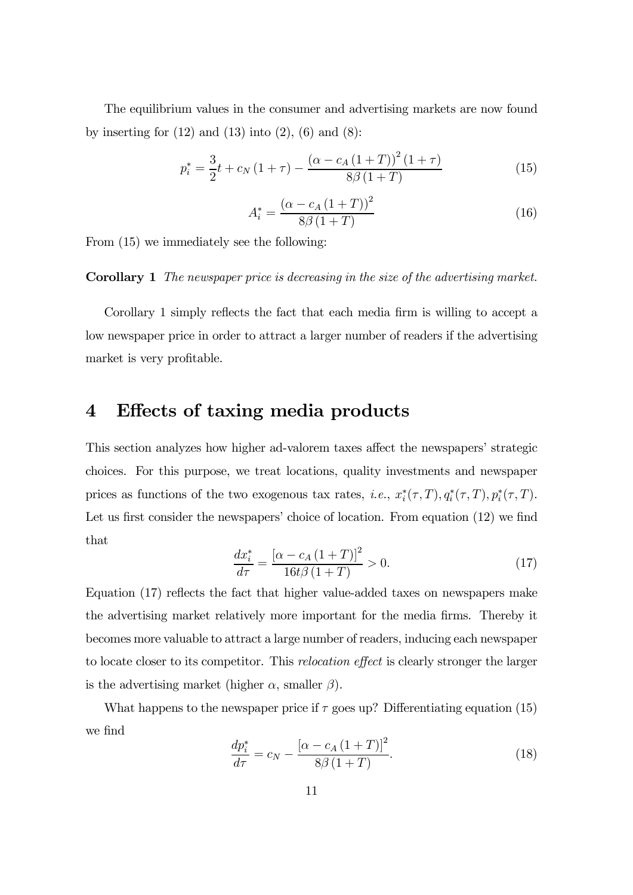The equilibrium values in the consumer and advertising markets are now found by inserting for (12) and (13) into (2), (6) and (8):

$$p_i^* = \frac{3}{2}t + c_N(1+\tau) - \frac{(\alpha - c_A(1+T))^2(1+\tau)}{8\beta(1+T)} \tag{15}$$

$$A_i^* = \frac{(\alpha - c_A(1+T))^2}{8\beta(1+T)} \tag{16}$$

From (15) we immediately see the following:

**Corollary 1** *The newspaper price is decreasing in the size of the advertising market.*

Corollary 1 simply reflects the fact that each media firm is willing to accept a low newspaper price in order to attract a larger number of readers if the advertising market is very profitable.

## 4 Effects of taxing media products

This section analyzes how higher ad-valorem taxes affect the newspapers' strategic choices. For this purpose, we treat locations, quality investments and newspaper prices as functions of the two exogenous tax rates, *i.e.*, $x_i^*(\tau, T), q_i^*(\tau, T), p_i^*(\tau, T)$. Let us first consider the newspapers' choice of location. From equation (12) we find that

$$\frac{dx_i^*}{d\tau} = \frac{[\alpha - c_A(1+T)]^2}{16t\beta(1+T)} > 0. \tag{17}$$

Equation (17) reflects the fact that higher value-added taxes on newspapers make the advertising market relatively more important for the media firms. Thereby it becomes more valuable to attract a large number of readers, inducing each newspaper to locate closer to its competitor. This *relocation effect* is clearly stronger the larger is the advertising market (higher $\alpha$, smaller $\beta$).

What happens to the newspaper price if $\tau$ goes up? Differentiating equation (15) we find

$$\frac{dp_i^*}{d\tau} = c_N - \frac{[\alpha - c_A(1+T)]^2}{8\beta(1+T)}. \tag{18}$$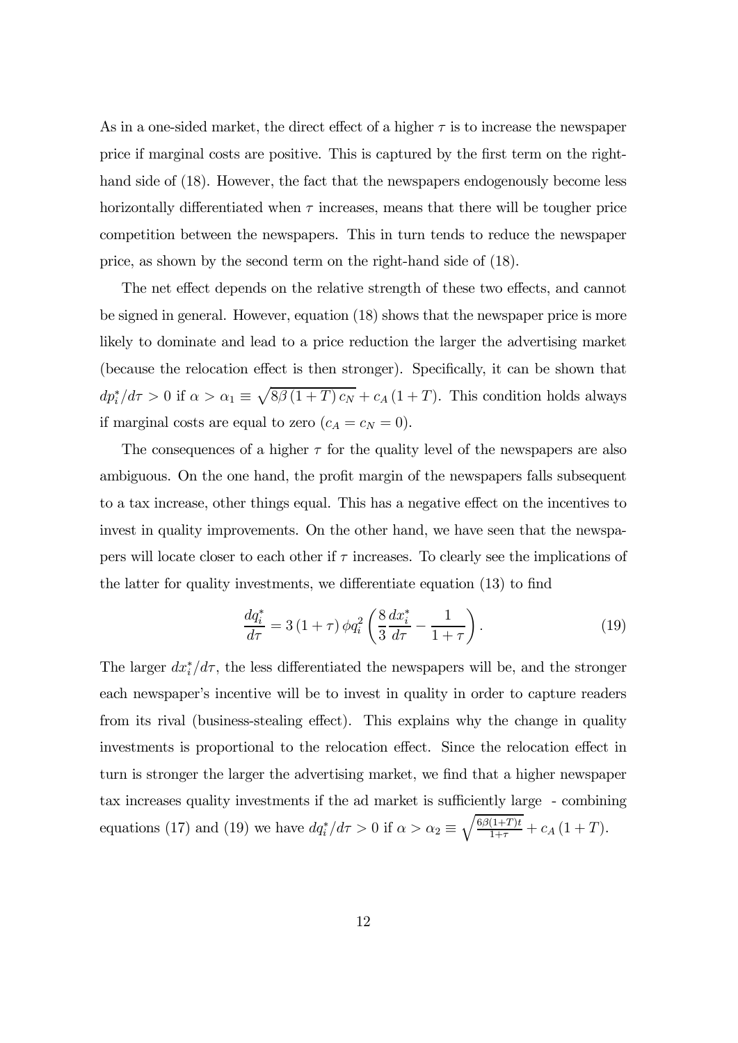As in a one-sided market, the direct effect of a higher $\tau$ is to increase the newspaper price if marginal costs are positive. This is captured by the first term on the right-hand side of (18). However, the fact that the newspapers endogenously become less horizontally differentiated when $\tau$ increases, means that there will be tougher price competition between the newspapers. This in turn tends to reduce the newspaper price, as shown by the second term on the right-hand side of (18).

The net effect depends on the relative strength of these two effects, and cannot be signed in general. However, equation (18) shows that the newspaper price is more likely to dominate and lead to a price reduction the larger the advertising market (because the relocation effect is then stronger). Specifically, it can be shown that $dp_i^*/d\tau > 0$ if $\alpha > \alpha_1 \equiv \sqrt{8\beta(1+T)c_N} + c_A(1+T)$. This condition holds always if marginal costs are equal to zero ($c_A = c_N = 0$).

The consequences of a higher $\tau$ for the quality level of the newspapers are also ambiguous. On the one hand, the profit margin of the newspapers falls subsequent to a tax increase, other things equal. This has a negative effect on the incentives to invest in quality improvements. On the other hand, we have seen that the newspapers will locate closer to each other if $\tau$ increases. To clearly see the implications of the latter for quality investments, we differentiate equation (13) to find

$$\frac{dq_i^*}{d\tau} = 3(1+\tau)\phi q_i^2 \left(\frac{8}{3}\frac{dx_i^*}{d\tau} - \frac{1}{1+\tau}\right). \tag{19}$$

The larger $dx_i^*/d\tau$, the less differentiated the newspapers will be, and the stronger each newspaper's incentive will be to invest in quality in order to capture readers from its rival (business-stealing effect). This explains why the change in quality investments is proportional to the relocation effect. Since the relocation effect in turn is stronger the larger the advertising market, we find that a higher newspaper tax increases quality investments if the ad market is sufficiently large - combining equations (17) and (19) we have $dq_i^*/d\tau > 0$ if $\alpha > \alpha_2 \equiv \sqrt{\frac{6\beta(1+T)t}{1+\tau}} + c_A(1+T)$.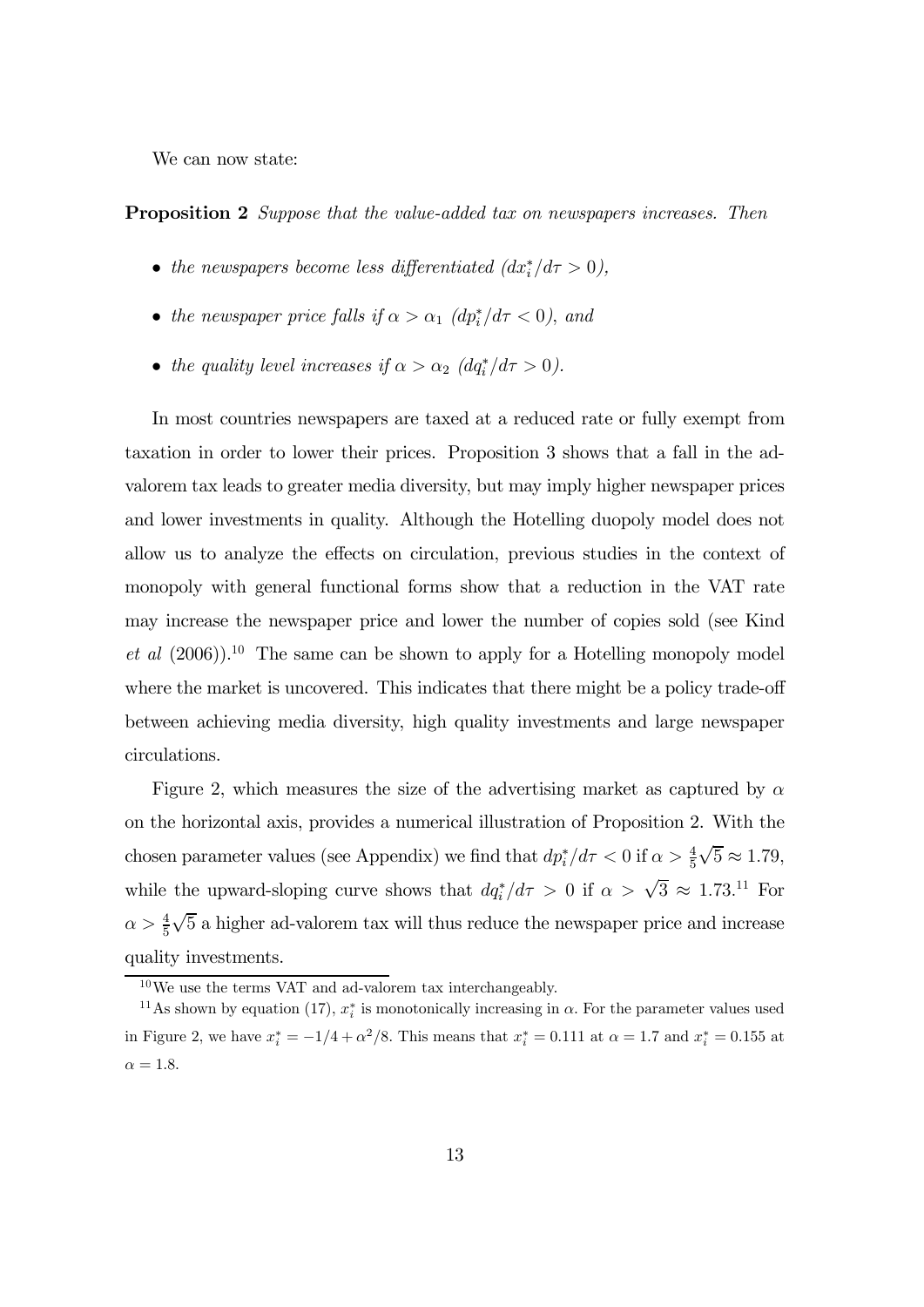We can now state:

**Proposition 2** *Suppose that the value-added tax on newspapers increases. Then*

- *the newspapers become less differentiated ($dx_i^*/d\tau > 0$),*
- *the newspaper price falls if $\alpha > \alpha_1$ ($dp_i^*/d\tau < 0$), and*
- *the quality level increases if $\alpha > \alpha_2$ ($dq_i^*/d\tau > 0$).*

In most countries newspapers are taxed at a reduced rate or fully exempt from taxation in order to lower their prices. Proposition 3 shows that a fall in the ad-valorem tax leads to greater media diversity, but may imply higher newspaper prices and lower investments in quality. Although the Hotelling duopoly model does not allow us to analyze the effects on circulation, previous studies in the context of monopoly with general functional forms show that a reduction in the VAT rate may increase the newspaper price and lower the number of copies sold (see Kind *et al* (2006)).[10] The same can be shown to apply for a Hotelling monopoly model where the market is uncovered. This indicates that there might be a policy trade-off between achieving media diversity, high quality investments and large newspaper circulations.

Figure 2, which measures the size of the advertising market as captured by $\alpha$ on the horizontal axis, provides a numerical illustration of Proposition 2. With the chosen parameter values (see Appendix) we find that $dp_i^*/d\tau < 0$ if $\alpha > \frac{4}{5}\sqrt{5} \approx 1.79$, while the upward-sloping curve shows that $dq_i^*/d\tau > 0$ if $\alpha > \sqrt{3} \approx 1.73$.[11] For $\alpha > \frac{4}{5}\sqrt{5}$ a higher ad-valorem tax will thus reduce the newspaper price and increase quality investments.

[10] We use the terms VAT and ad-valorem tax interchangeably.

[11] As shown by equation (17), $x_i^*$ is monotonically increasing in $\alpha$. For the parameter values used in Figure 2, we have $x_i^* = -1/4 + \alpha^2/8$. This means that $x_i^* = 0.111$ at $\alpha = 1.7$ and $x_i^* = 0.155$ at $\alpha = 1.8$.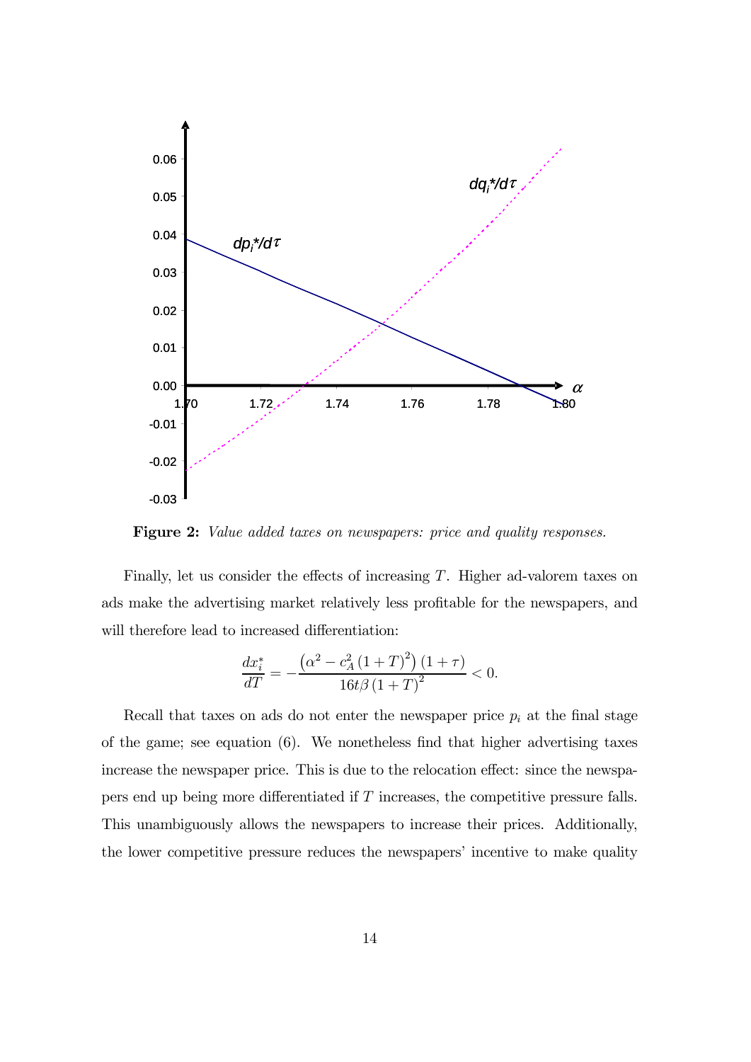**Figure 2:** *Value added taxes on newspapers: price and quality responses.*

Finally, let us consider the effects of increasing $T$. Higher ad-valorem taxes on ads make the advertising market relatively less profitable for the newspapers, and will therefore lead to increased differentiation:

$$\frac{dx_i^*}{dT} = -\frac{\left(\alpha^2 - c_A^2 (1+T)^2\right)(1+\tau)}{16t\beta (1+T)^2} < 0.$$

Recall that taxes on ads do not enter the newspaper price $p_i$ at the final stage of the game; see equation (6). We nonetheless find that higher advertising taxes increase the newspaper price. This is due to the relocation effect: since the newspapers end up being more differentiated if $T$ increases, the competitive pressure falls. This unambiguously allows the newspapers to increase their prices. Additionally, the lower competitive pressure reduces the newspapers' incentive to make quality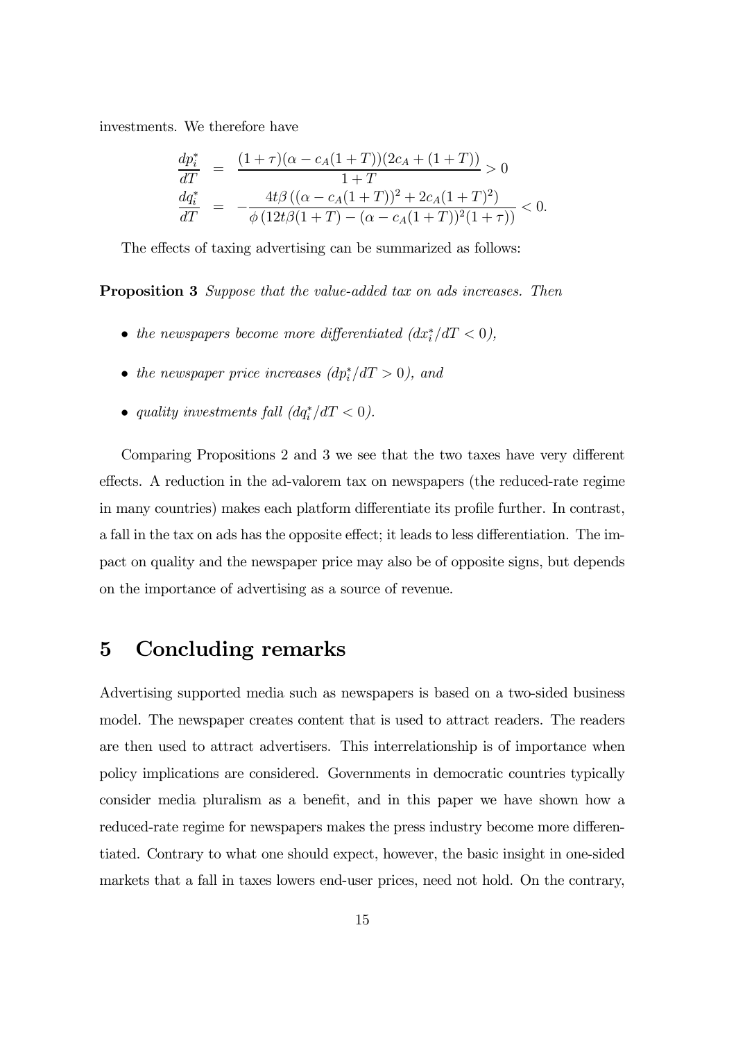investments. We therefore have

$$
\begin{aligned}
\frac{dp_i^*}{dT} &= \frac{(1+\tau)(\alpha - c_A(1+T))(2c_A + (1+T))}{1+T} > 0 \\
\frac{dq_i^*}{dT} &= -\frac{4t\beta\left((\alpha - c_A(1+T))^2 + 2c_A(1+T)^2\right)}{\phi\left(12t\beta(1+T) - (\alpha - c_A(1+T))^2(1+\tau)\right)} < 0.
\end{aligned}
$$

The effects of taxing advertising can be summarized as follows:

**Proposition 3** *Suppose that the value-added tax on ads increases. Then*

- *the newspapers become more differentiated ($dx_i^*/dT < 0$),*
- *the newspaper price increases ($dp_i^*/dT > 0$), and*
- *quality investments fall ($dq_i^*/dT < 0$).*

Comparing Propositions 2 and 3 we see that the two taxes have very different effects. A reduction in the ad-valorem tax on newspapers (the reduced-rate regime in many countries) makes each platform differentiate its profile further. In contrast, a fall in the tax on ads has the opposite effect; it leads to less differentiation. The impact on quality and the newspaper price may also be of opposite signs, but depends on the importance of advertising as a source of revenue.

# 5 Concluding remarks

Advertising supported media such as newspapers is based on a two-sided business model. The newspaper creates content that is used to attract readers. The readers are then used to attract advertisers. This interrelationship is of importance when policy implications are considered. Governments in democratic countries typically consider media pluralism as a benefit, and in this paper we have shown how a reduced-rate regime for newspapers makes the press industry become more differentiated. Contrary to what one should expect, however, the basic insight in one-sided markets that a fall in taxes lowers end-user prices, need not hold. On the contrary,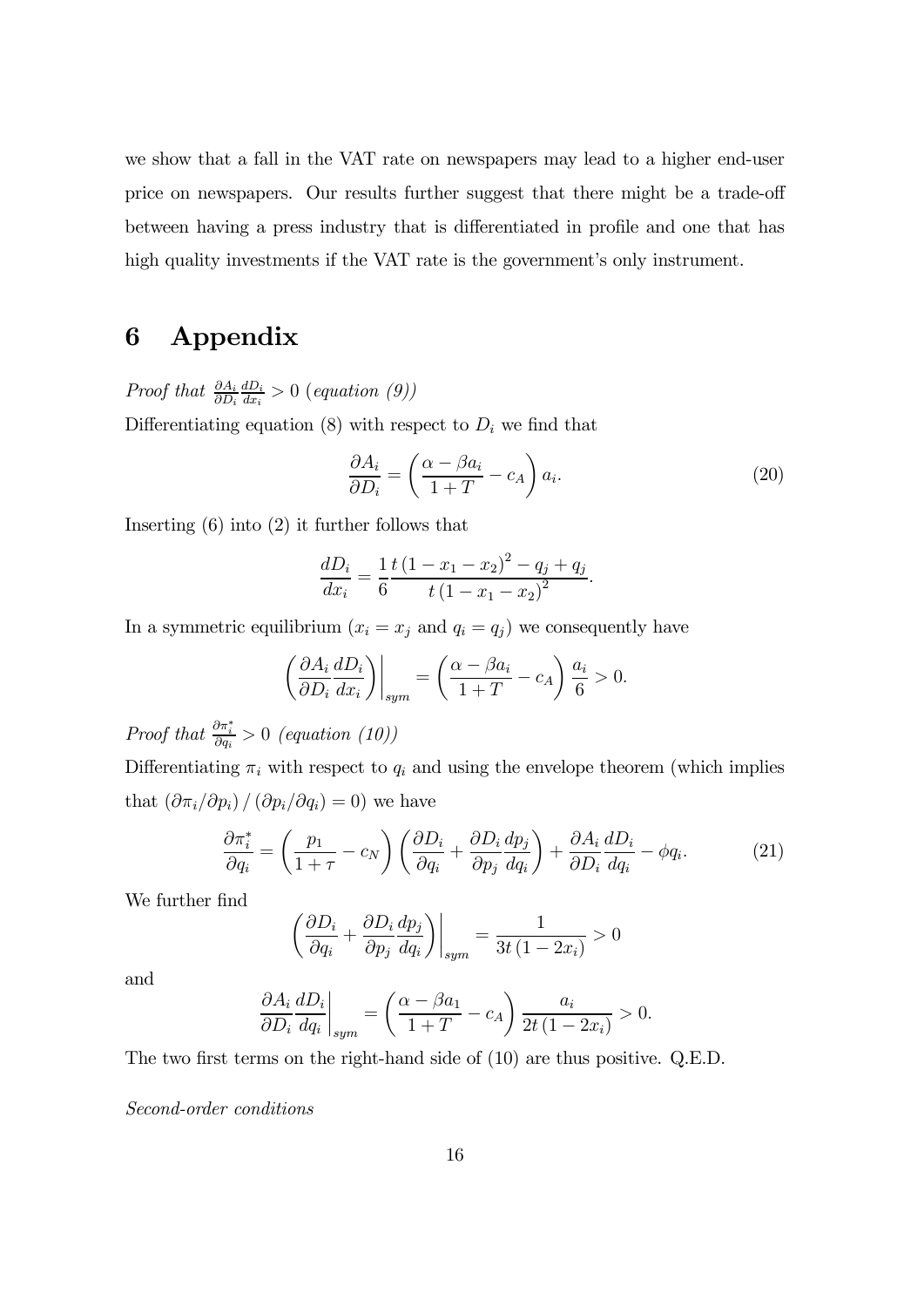we show that a fall in the VAT rate on newspapers may lead to a higher end-user price on newspapers. Our results further suggest that there might be a trade-off between having a press industry that is differentiated in profile and one that has high quality investments if the VAT rate is the government's only instrument.

# 6 Appendix

*Proof that* $\frac{\partial A_i}{\partial D_i}\frac{dD_i}{dx_i} > 0$ *(equation (9))*

Differentiating equation (8) with respect to $D_i$ we find that

$$\frac{\partial A_i}{\partial D_i} = \left(\frac{\alpha - \beta a_i}{1+T} - c_A\right) a_i. \tag{20}$$

Inserting (6) into (2) it further follows that

$$\frac{dD_i}{dx_i} = \frac{1}{6}\frac{t\left(1-x_1-x_2\right)^2 - q_j + q_j}{t\left(1-x_1-x_2\right)^2}.$$

In a symmetric equilibrium ($x_i = x_j$ and $q_i = q_j$) we consequently have

$$\left.\left(\frac{\partial A_i}{\partial D_i}\frac{dD_i}{dx_i}\right)\right|_{sym} = \left(\frac{\alpha - \beta a_i}{1+T} - c_A\right)\frac{a_i}{6} > 0.$$

*Proof that* $\frac{\partial \pi_i^*}{\partial q_i} > 0$ *(equation (10))*

Differentiating $\pi_i$ with respect to $q_i$ and using the envelope theorem (which implies that $\left(\partial\pi_i/\partial p_i\right)/\left(\partial p_i/\partial q_i\right) = 0$) we have

$$\frac{\partial \pi_i^*}{\partial q_i} = \left(\frac{p_1}{1+\tau} - c_N\right)\left(\frac{\partial D_i}{\partial q_i} + \frac{\partial D_i}{\partial p_j}\frac{dp_j}{dq_i}\right) + \frac{\partial A_i}{\partial D_i}\frac{dD_i}{dq_i} - \phi q_i. \tag{21}$$

We further find

$$\left.\left(\frac{\partial D_i}{\partial q_i} + \frac{\partial D_i}{\partial p_j}\frac{dp_j}{dq_i}\right)\right|_{sym} = \frac{1}{3t\left(1-2x_i\right)} > 0$$

and

$$\left.\frac{\partial A_i}{\partial D_i}\frac{dD_i}{dq_i}\right|_{sym} = \left(\frac{\alpha - \beta a_1}{1+T} - c_A\right)\frac{a_i}{2t\left(1-2x_i\right)} > 0.$$

The two first terms on the right-hand side of (10) are thus positive. Q.E.D.

*Second-order conditions*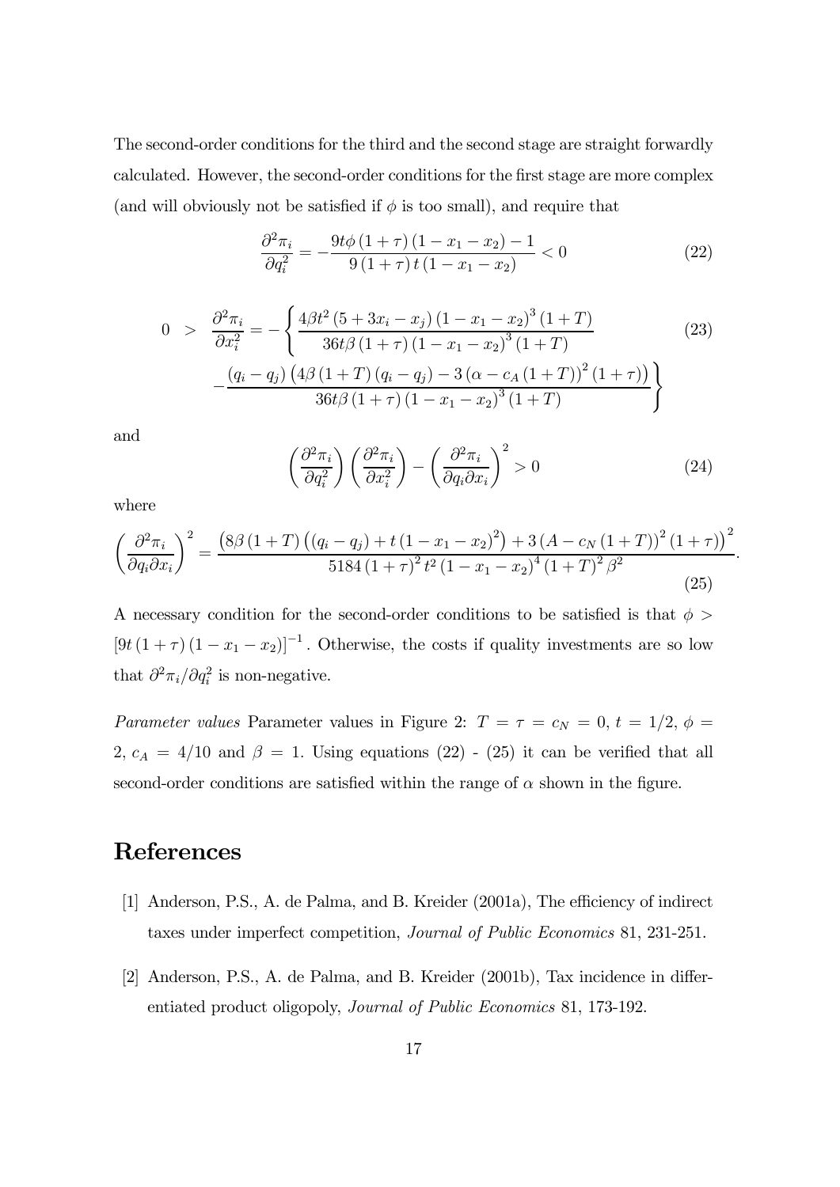The second-order conditions for the third and the second stage are straight forwardly calculated. However, the second-order conditions for the first stage are more complex (and will obviously not be satisfied if $\phi$ is too small), and require that

$$\frac{\partial^2 \pi_i}{\partial q_i^2} = -\frac{9t\phi(1+\tau)(1-x_1-x_2)-1}{9(1+\tau)t(1-x_1-x_2)} < 0 \tag{22}$$

$$\begin{aligned} 0 \;>\; \frac{\partial^2 \pi_i}{\partial x_i^2} = &-\left\{ \frac{4\beta t^2(5+3x_i-x_j)(1-x_1-x_2)^3(1+T)}{36t\beta(1+\tau)(1-x_1-x_2)^3(1+T)} \right. \\ &\left. -\frac{(q_i-q_j)\left(4\beta(1+T)(q_i-q_j)-3(\alpha-c_A(1+T))^2(1+\tau)\right)}{36t\beta(1+\tau)(1-x_1-x_2)^3(1+T)} \right\} \end{aligned} \tag{23}$$

and

$$\left(\frac{\partial^2 \pi_i}{\partial q_i^2}\right)\left(\frac{\partial^2 \pi_i}{\partial x_i^2}\right) - \left(\frac{\partial^2 \pi_i}{\partial q_i \partial x_i}\right)^2 > 0 \tag{24}$$

where

$$\left(\frac{\partial^2 \pi_i}{\partial q_i \partial x_i}\right)^2 = \frac{\left(8\beta(1+T)\left((q_i-q_j)+t(1-x_1-x_2)^2\right)+3(A-c_N(1+T))^2(1+\tau)\right)^2}{5184(1+\tau)^2t^2(1-x_1-x_2)^4(1+T)^2\beta^2}. \tag{25}$$

A necessary condition for the second-order conditions to be satisfied is that $\phi > [9t(1+\tau)(1-x_1-x_2)]^{-1}$. Otherwise, the costs if quality investments are so low that $\partial^2\pi_i/\partial q_i^2$ is non-negative.

*Parameter values* Parameter values in Figure 2: $T = \tau = c_N = 0$, $t = 1/2$, $\phi = 2$, $c_A = 4/10$ and $\beta = 1$. Using equations (22) - (25) it can be verified that all second-order conditions are satisfied within the range of $\alpha$ shown in the figure.

# References

[1] Anderson, P.S., A. de Palma, and B. Kreider (2001a), The efficiency of indirect taxes under imperfect competition, *Journal of Public Economics* 81, 231-251.

[2] Anderson, P.S., A. de Palma, and B. Kreider (2001b), Tax incidence in differentiated product oligopoly, *Journal of Public Economics* 81, 173-192.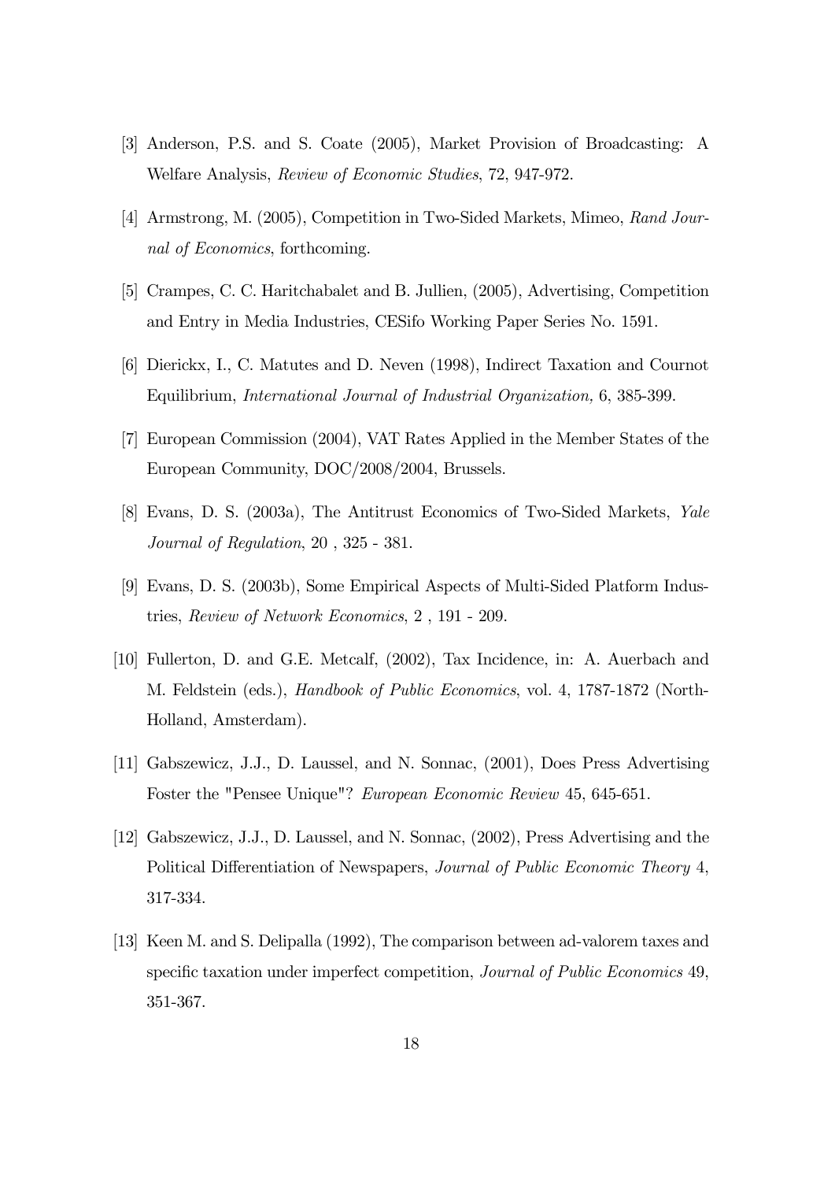[3] Anderson, P.S. and S. Coate (2005), Market Provision of Broadcasting: A Welfare Analysis, *Review of Economic Studies*, 72, 947-972.

[4] Armstrong, M. (2005), Competition in Two-Sided Markets, Mimeo, *Rand Journal of Economics*, forthcoming.

[5] Crampes, C. C. Haritchabalet and B. Jullien, (2005), Advertising, Competition and Entry in Media Industries, CESifo Working Paper Series No. 1591.

[6] Dierickx, I., C. Matutes and D. Neven (1998), Indirect Taxation and Cournot Equilibrium, *International Journal of Industrial Organization,* 6, 385-399.

[7] European Commission (2004), VAT Rates Applied in the Member States of the European Community, DOC/2008/2004, Brussels.

[8] Evans, D. S. (2003a), The Antitrust Economics of Two-Sided Markets, *Yale Journal of Regulation*, 20 , 325 - 381.

[9] Evans, D. S. (2003b), Some Empirical Aspects of Multi-Sided Platform Industries, *Review of Network Economics*, 2 , 191 - 209.

[10] Fullerton, D. and G.E. Metcalf, (2002), Tax Incidence, in: A. Auerbach and M. Feldstein (eds.), *Handbook of Public Economics*, vol. 4, 1787-1872 (North-Holland, Amsterdam).

[11] Gabszewicz, J.J., D. Laussel, and N. Sonnac, (2001), Does Press Advertising Foster the "Pensee Unique"? *European Economic Review* 45, 645-651.

[12] Gabszewicz, J.J., D. Laussel, and N. Sonnac, (2002), Press Advertising and the Political Differentiation of Newspapers, *Journal of Public Economic Theory* 4, 317-334.

[13] Keen M. and S. Delipalla (1992), The comparison between ad-valorem taxes and specific taxation under imperfect competition, *Journal of Public Economics* 49, 351-367.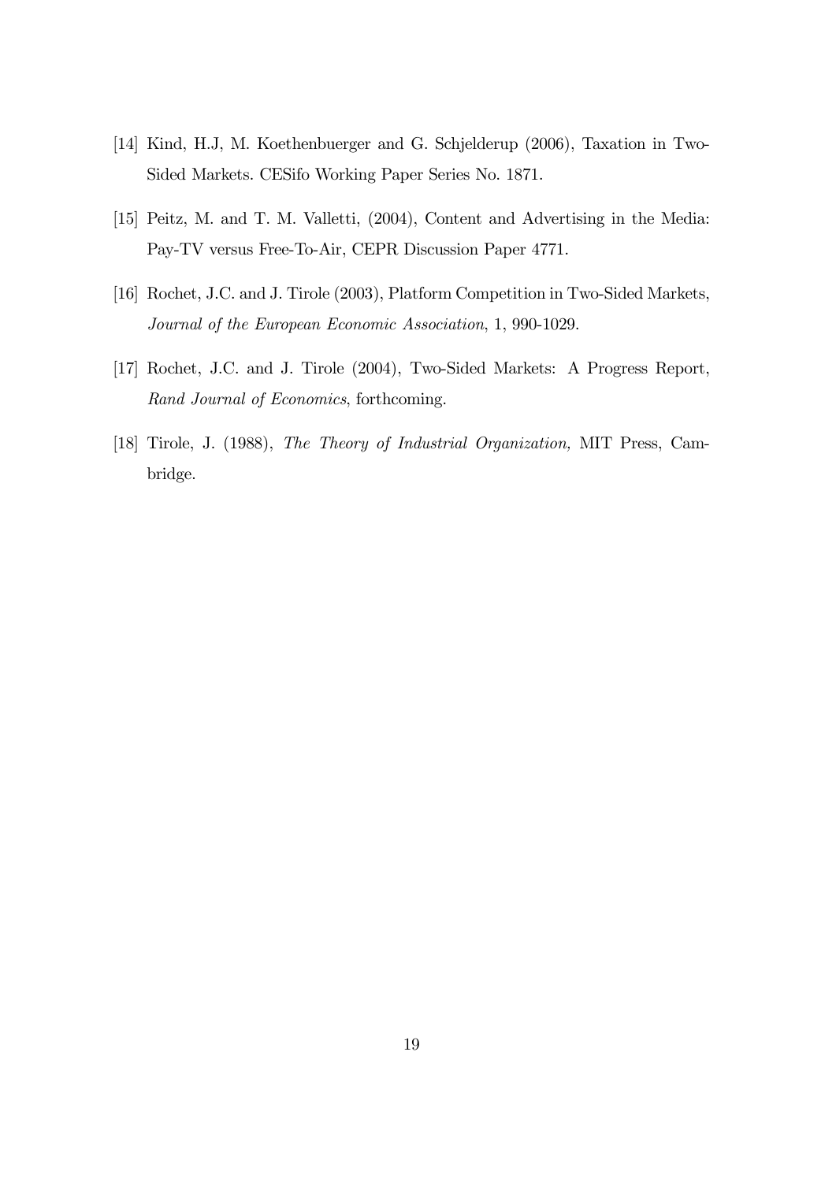[14] Kind, H.J, M. Koethenbuerger and G. Schjelderup (2006), Taxation in Two-Sided Markets. CESifo Working Paper Series No. 1871.

[15] Peitz, M. and T. M. Valletti, (2004), Content and Advertising in the Media: Pay-TV versus Free-To-Air, CEPR Discussion Paper 4771.

[16] Rochet, J.C. and J. Tirole (2003), Platform Competition in Two-Sided Markets, *Journal of the European Economic Association*, 1, 990-1029.

[17] Rochet, J.C. and J. Tirole (2004), Two-Sided Markets: A Progress Report, *Rand Journal of Economics*, forthcoming.

[18] Tirole, J. (1988), *The Theory of Industrial Organization,* MIT Press, Cambridge.